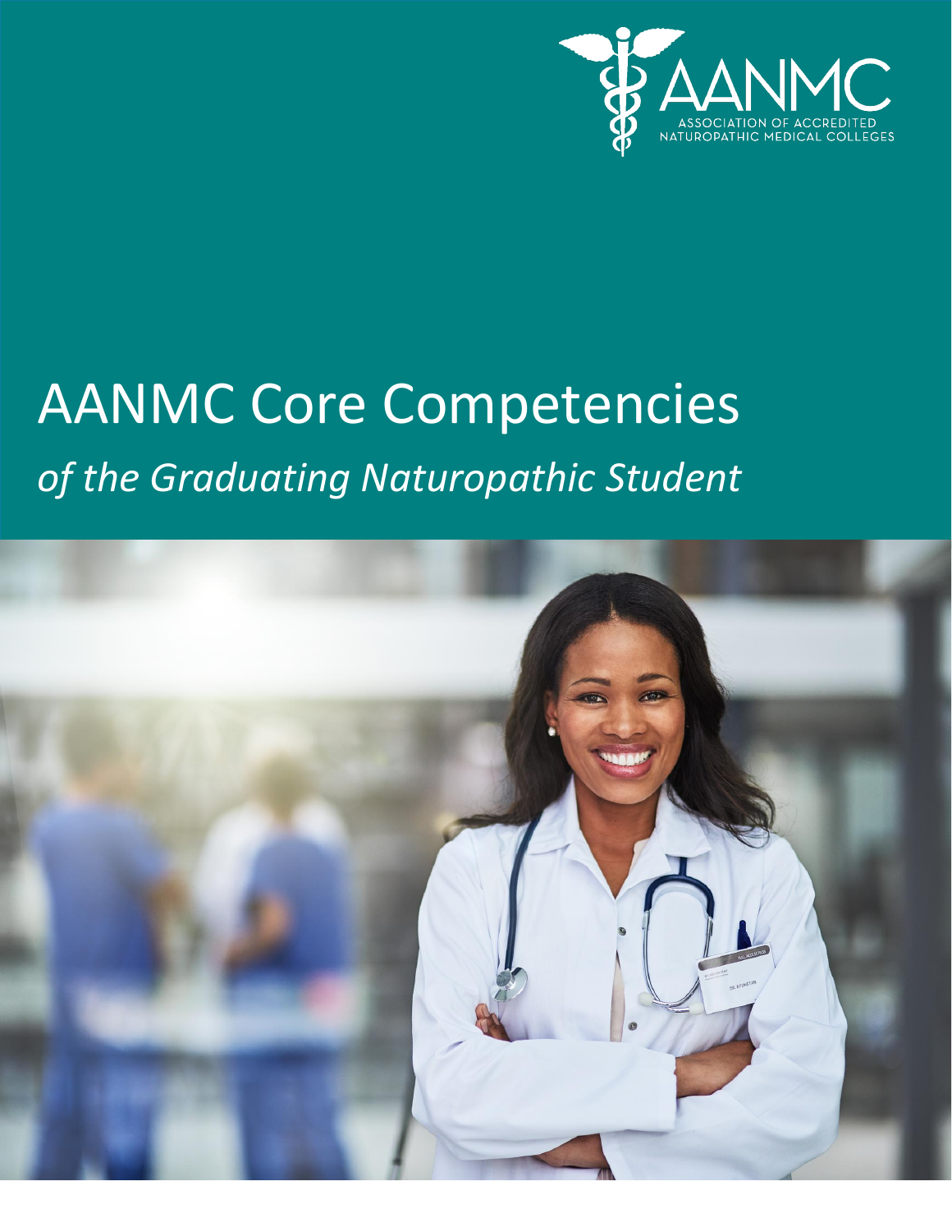AANMC

ASSOCIATION OF ACCREDITED NATUROPATHIC MEDICAL COLLEGES

# AANMC Core Competencies

*of the Graduating Naturopathic Student*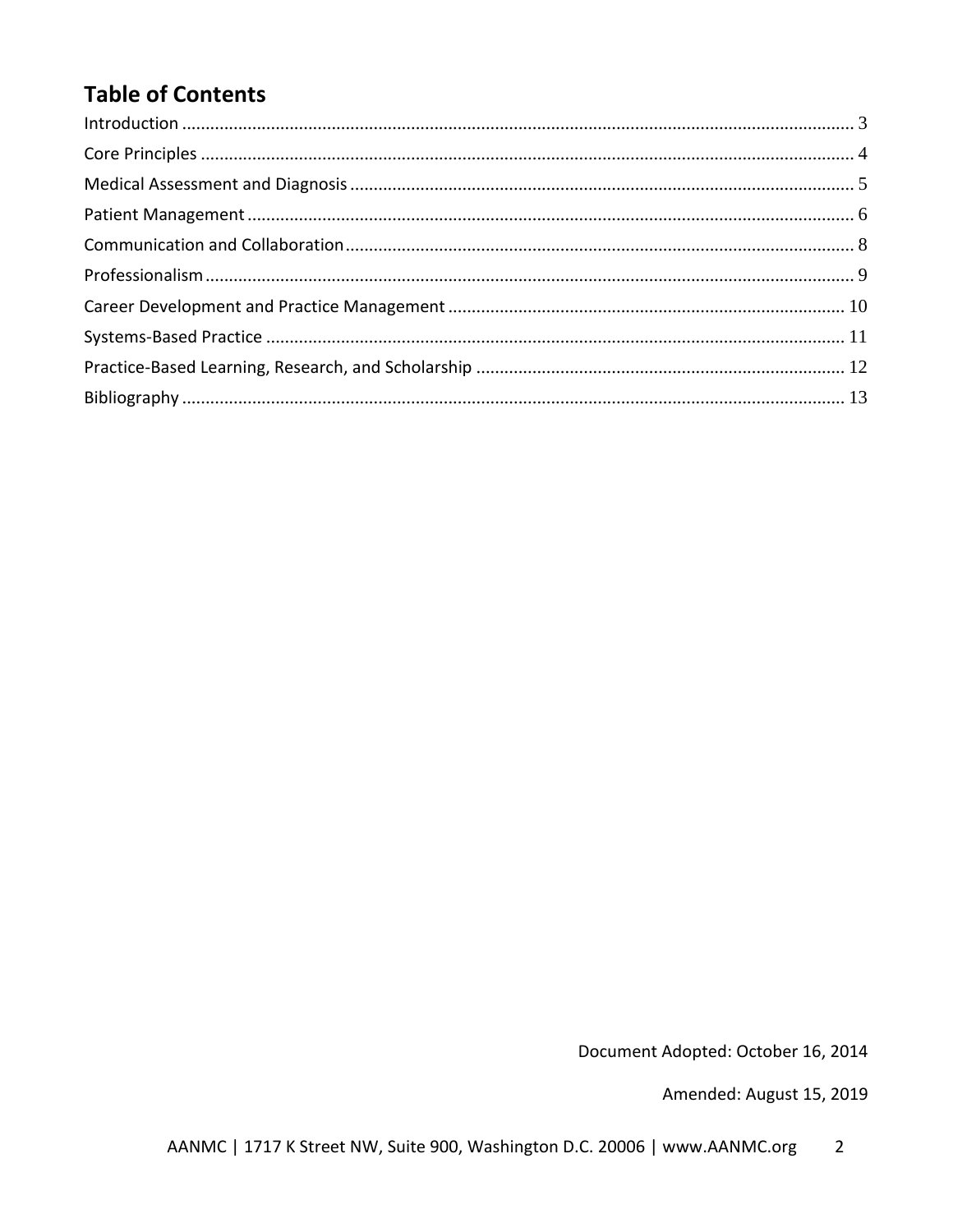## Table of Contents

Introduction ........................................................................................................................................ 3
Core Principles .................................................................................................................................... 4
Medical Assessment and Diagnosis ..................................................................................................... 5
Patient Management ........................................................................................................................... 6
Communication and Collaboration ...................................................................................................... 8
Professionalism ................................................................................................................................... 9
Career Development and Practice Management .............................................................................. 10
Systems-Based Practice ..................................................................................................................... 11
Practice-Based Learning, Research, and Scholarship ........................................................................ 12
Bibliography ....................................................................................................................................... 13

Document Adopted: October 16, 2014

Amended: August 15, 2019

AANMC | 1717 K Street NW, Suite 900, Washington D.C. 20006 | www.AANMC.org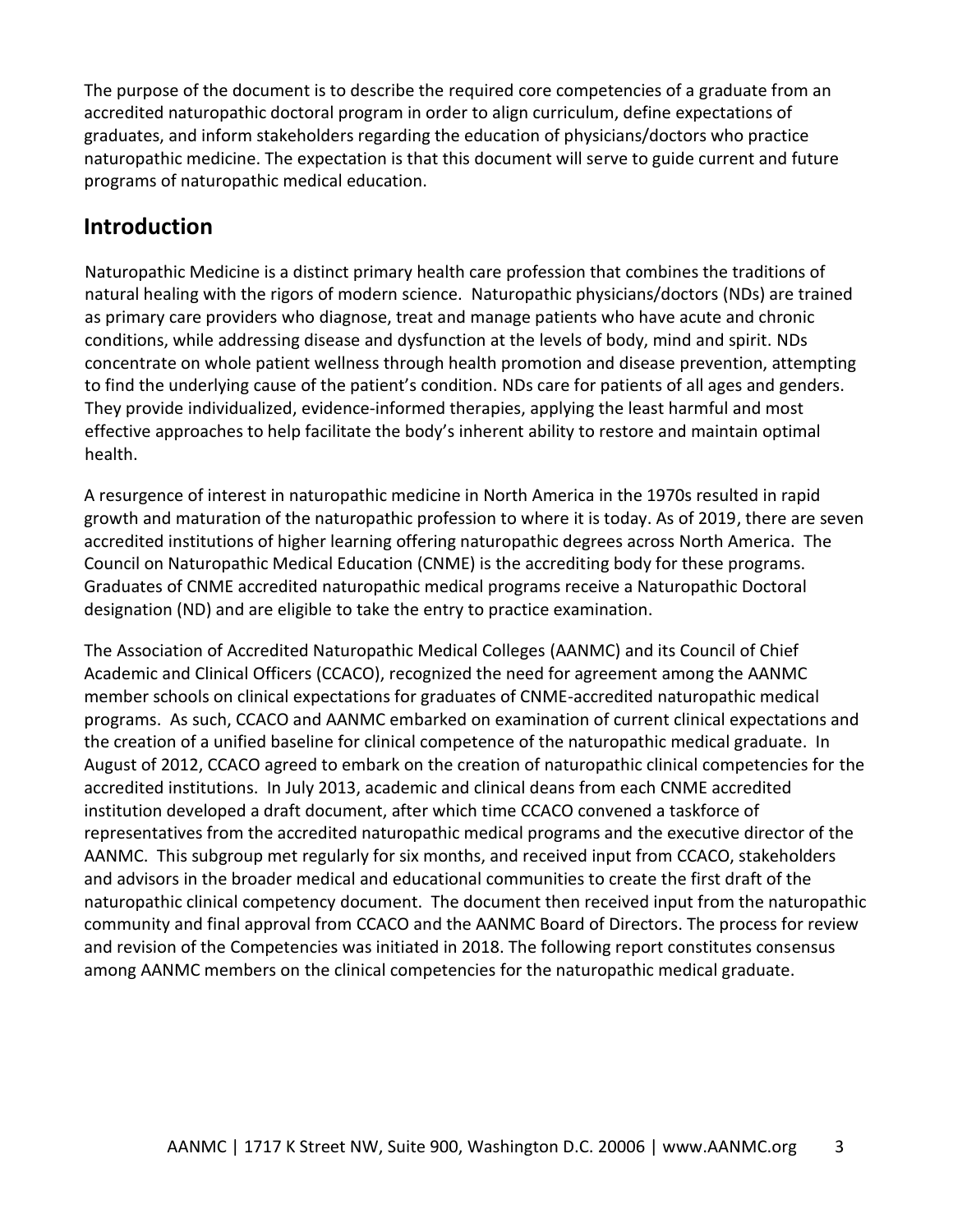The purpose of the document is to describe the required core competencies of a graduate from an accredited naturopathic doctoral program in order to align curriculum, define expectations of graduates, and inform stakeholders regarding the education of physicians/doctors who practice naturopathic medicine. The expectation is that this document will serve to guide current and future programs of naturopathic medical education.

## Introduction

Naturopathic Medicine is a distinct primary health care profession that combines the traditions of natural healing with the rigors of modern science. Naturopathic physicians/doctors (NDs) are trained as primary care providers who diagnose, treat and manage patients who have acute and chronic conditions, while addressing disease and dysfunction at the levels of body, mind and spirit. NDs concentrate on whole patient wellness through health promotion and disease prevention, attempting to find the underlying cause of the patient's condition. NDs care for patients of all ages and genders. They provide individualized, evidence-informed therapies, applying the least harmful and most effective approaches to help facilitate the body's inherent ability to restore and maintain optimal health.

A resurgence of interest in naturopathic medicine in North America in the 1970s resulted in rapid growth and maturation of the naturopathic profession to where it is today. As of 2019, there are seven accredited institutions of higher learning offering naturopathic degrees across North America. The Council on Naturopathic Medical Education (CNME) is the accrediting body for these programs. Graduates of CNME accredited naturopathic medical programs receive a Naturopathic Doctoral designation (ND) and are eligible to take the entry to practice examination.

The Association of Accredited Naturopathic Medical Colleges (AANMC) and its Council of Chief Academic and Clinical Officers (CCACO), recognized the need for agreement among the AANMC member schools on clinical expectations for graduates of CNME-accredited naturopathic medical programs. As such, CCACO and AANMC embarked on examination of current clinical expectations and the creation of a unified baseline for clinical competence of the naturopathic medical graduate. In August of 2012, CCACO agreed to embark on the creation of naturopathic clinical competencies for the accredited institutions. In July 2013, academic and clinical deans from each CNME accredited institution developed a draft document, after which time CCACO convened a taskforce of representatives from the accredited naturopathic medical programs and the executive director of the AANMC. This subgroup met regularly for six months, and received input from CCACO, stakeholders and advisors in the broader medical and educational communities to create the first draft of the naturopathic clinical competency document. The document then received input from the naturopathic community and final approval from CCACO and the AANMC Board of Directors. The process for review and revision of the Competencies was initiated in 2018. The following report constitutes consensus among AANMC members on the clinical competencies for the naturopathic medical graduate.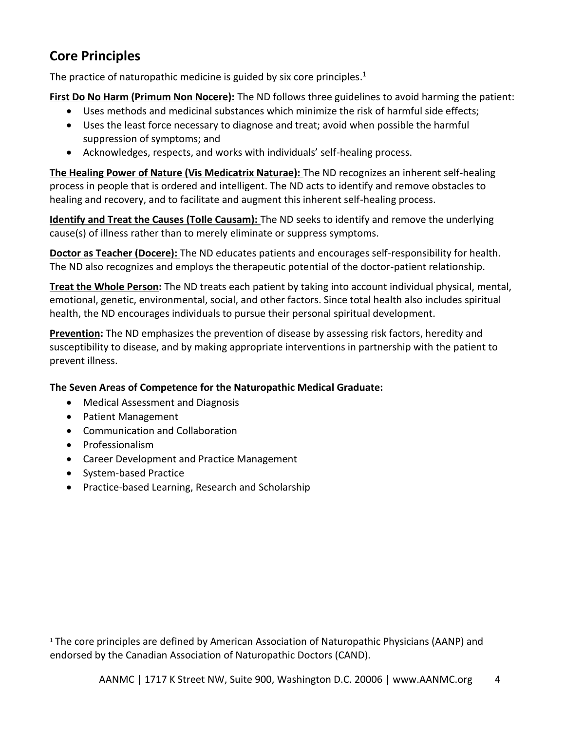## Core Principles

The practice of naturopathic medicine is guided by six core principles.[1]

**First Do No Harm (Primum Non Nocere):** The ND follows three guidelines to avoid harming the patient:

- Uses methods and medicinal substances which minimize the risk of harmful side effects;
- Uses the least force necessary to diagnose and treat; avoid when possible the harmful suppression of symptoms; and
- Acknowledges, respects, and works with individuals' self-healing process.

**The Healing Power of Nature (Vis Medicatrix Naturae):** The ND recognizes an inherent self-healing process in people that is ordered and intelligent. The ND acts to identify and remove obstacles to healing and recovery, and to facilitate and augment this inherent self-healing process.

**Identify and Treat the Causes (Tolle Causam):** The ND seeks to identify and remove the underlying cause(s) of illness rather than to merely eliminate or suppress symptoms.

**Doctor as Teacher (Docere):** The ND educates patients and encourages self-responsibility for health. The ND also recognizes and employs the therapeutic potential of the doctor-patient relationship.

**Treat the Whole Person:** The ND treats each patient by taking into account individual physical, mental, emotional, genetic, environmental, social, and other factors. Since total health also includes spiritual health, the ND encourages individuals to pursue their personal spiritual development.

**Prevention:** The ND emphasizes the prevention of disease by assessing risk factors, heredity and susceptibility to disease, and by making appropriate interventions in partnership with the patient to prevent illness.

**The Seven Areas of Competence for the Naturopathic Medical Graduate:**

- Medical Assessment and Diagnosis
- Patient Management
- Communication and Collaboration
- Professionalism
- Career Development and Practice Management
- System-based Practice
- Practice-based Learning, Research and Scholarship

[1] The core principles are defined by American Association of Naturopathic Physicians (AANP) and endorsed by the Canadian Association of Naturopathic Doctors (CAND).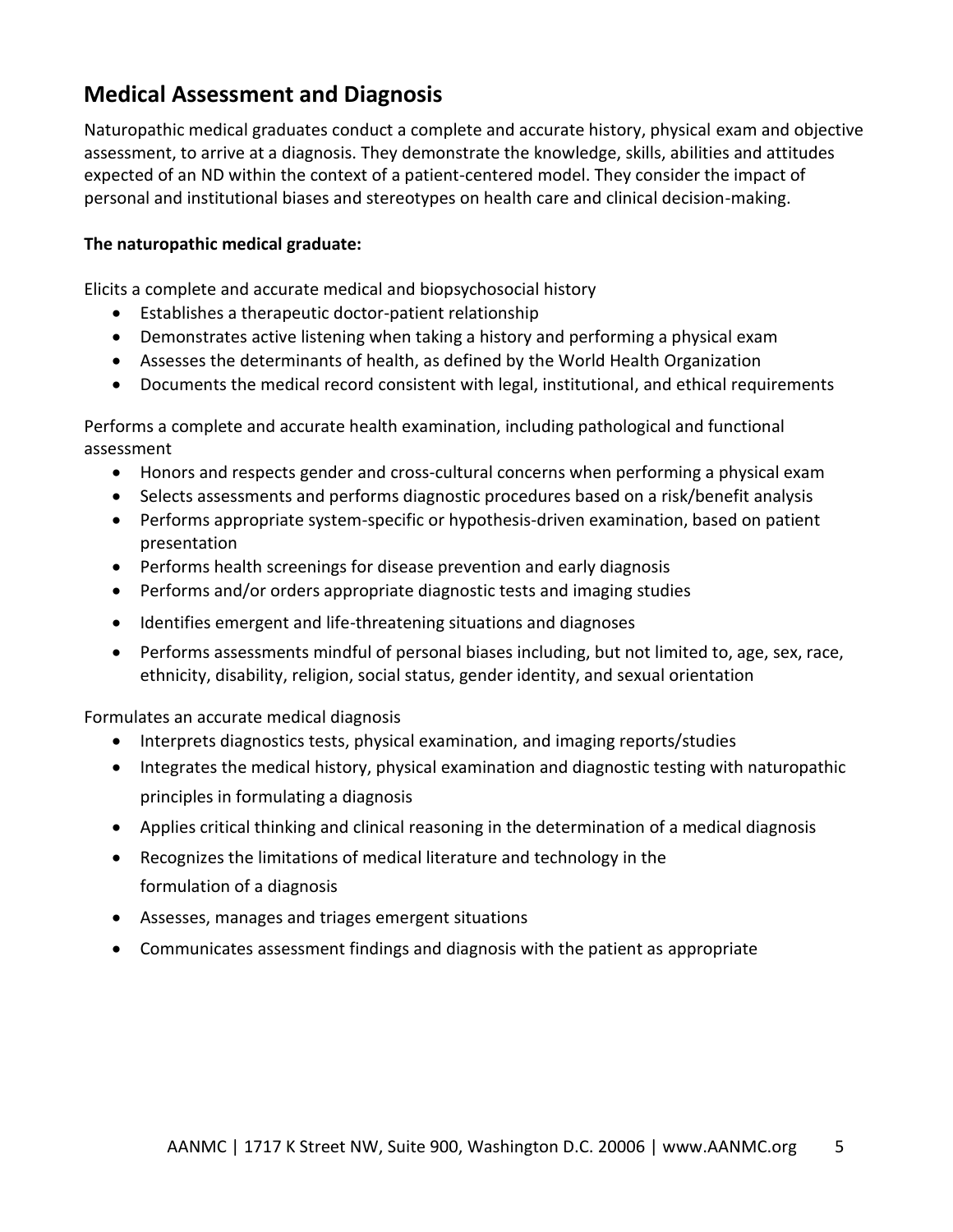## Medical Assessment and Diagnosis

Naturopathic medical graduates conduct a complete and accurate history, physical exam and objective assessment, to arrive at a diagnosis. They demonstrate the knowledge, skills, abilities and attitudes expected of an ND within the context of a patient-centered model. They consider the impact of personal and institutional biases and stereotypes on health care and clinical decision-making.

**The naturopathic medical graduate:**

Elicits a complete and accurate medical and biopsychosocial history

- Establishes a therapeutic doctor-patient relationship
- Demonstrates active listening when taking a history and performing a physical exam
- Assesses the determinants of health, as defined by the World Health Organization
- Documents the medical record consistent with legal, institutional, and ethical requirements

Performs a complete and accurate health examination, including pathological and functional assessment

- Honors and respects gender and cross-cultural concerns when performing a physical exam
- Selects assessments and performs diagnostic procedures based on a risk/benefit analysis
- Performs appropriate system-specific or hypothesis-driven examination, based on patient presentation
- Performs health screenings for disease prevention and early diagnosis
- Performs and/or orders appropriate diagnostic tests and imaging studies
- Identifies emergent and life-threatening situations and diagnoses
- Performs assessments mindful of personal biases including, but not limited to, age, sex, race, ethnicity, disability, religion, social status, gender identity, and sexual orientation

Formulates an accurate medical diagnosis

- Interprets diagnostics tests, physical examination, and imaging reports/studies
- Integrates the medical history, physical examination and diagnostic testing with naturopathic principles in formulating a diagnosis
- Applies critical thinking and clinical reasoning in the determination of a medical diagnosis
- Recognizes the limitations of medical literature and technology in the formulation of a diagnosis
- Assesses, manages and triages emergent situations
- Communicates assessment findings and diagnosis with the patient as appropriate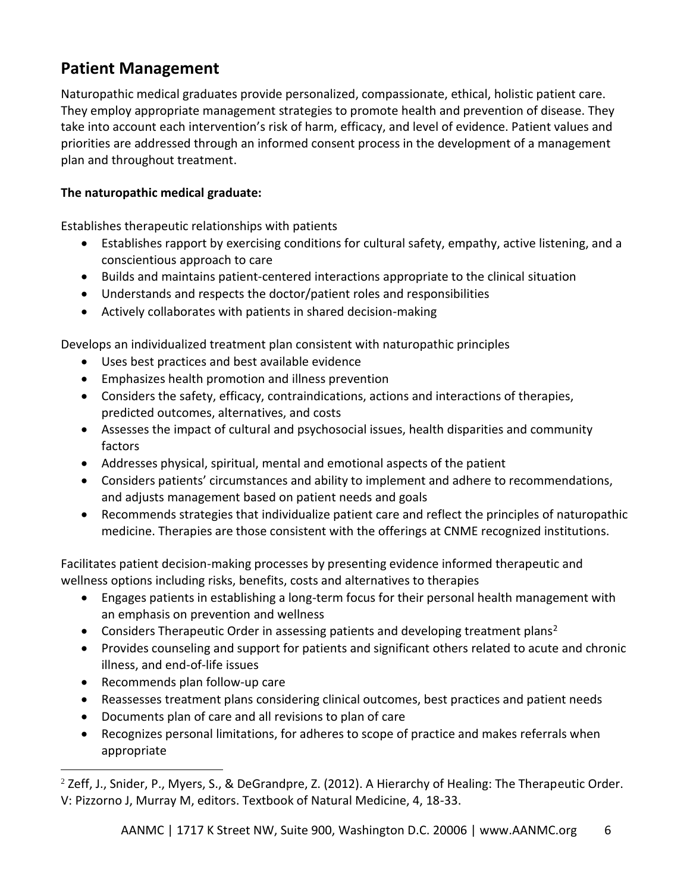## Patient Management

Naturopathic medical graduates provide personalized, compassionate, ethical, holistic patient care. They employ appropriate management strategies to promote health and prevention of disease. They take into account each intervention's risk of harm, efficacy, and level of evidence. Patient values and priorities are addressed through an informed consent process in the development of a management plan and throughout treatment.

**The naturopathic medical graduate:**

Establishes therapeutic relationships with patients

- Establishes rapport by exercising conditions for cultural safety, empathy, active listening, and a conscientious approach to care
- Builds and maintains patient-centered interactions appropriate to the clinical situation
- Understands and respects the doctor/patient roles and responsibilities
- Actively collaborates with patients in shared decision-making

Develops an individualized treatment plan consistent with naturopathic principles

- Uses best practices and best available evidence
- Emphasizes health promotion and illness prevention
- Considers the safety, efficacy, contraindications, actions and interactions of therapies, predicted outcomes, alternatives, and costs
- Assesses the impact of cultural and psychosocial issues, health disparities and community factors
- Addresses physical, spiritual, mental and emotional aspects of the patient
- Considers patients' circumstances and ability to implement and adhere to recommendations, and adjusts management based on patient needs and goals
- Recommends strategies that individualize patient care and reflect the principles of naturopathic medicine. Therapies are those consistent with the offerings at CNME recognized institutions.

Facilitates patient decision-making processes by presenting evidence informed therapeutic and wellness options including risks, benefits, costs and alternatives to therapies

- Engages patients in establishing a long-term focus for their personal health management with an emphasis on prevention and wellness
- Considers Therapeutic Order in assessing patients and developing treatment plans[2]
- Provides counseling and support for patients and significant others related to acute and chronic illness, and end-of-life issues
- Recommends plan follow-up care
- Reassesses treatment plans considering clinical outcomes, best practices and patient needs
- Documents plan of care and all revisions to plan of care
- Recognizes personal limitations, for adheres to scope of practice and makes referrals when appropriate

[2] Zeff, J., Snider, P., Myers, S., & DeGrandpre, Z. (2012). A Hierarchy of Healing: The Therapeutic Order. V: Pizzorno J, Murray M, editors. Textbook of Natural Medicine, 4, 18-33.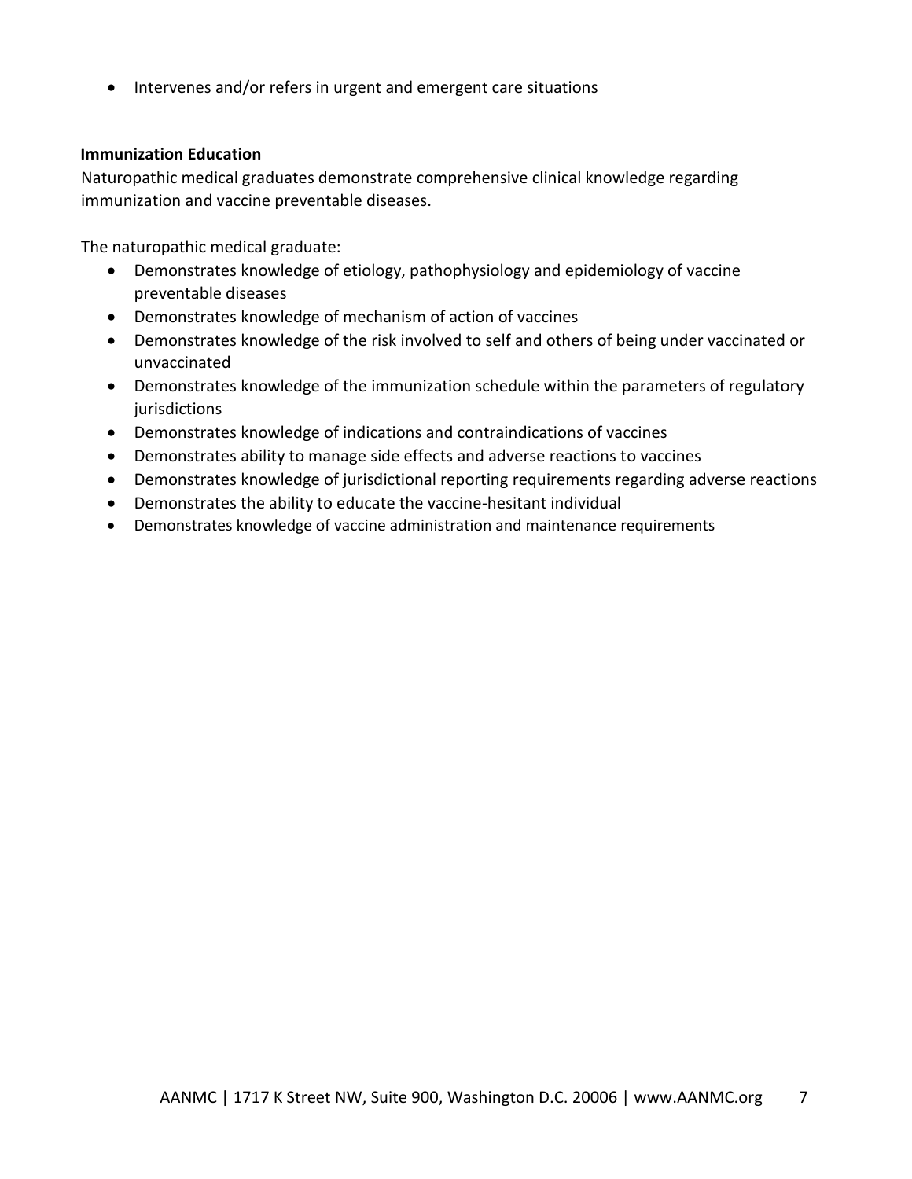- Intervenes and/or refers in urgent and emergent care situations

**Immunization Education**

Naturopathic medical graduates demonstrate comprehensive clinical knowledge regarding immunization and vaccine preventable diseases.

The naturopathic medical graduate:

- Demonstrates knowledge of etiology, pathophysiology and epidemiology of vaccine preventable diseases
- Demonstrates knowledge of mechanism of action of vaccines
- Demonstrates knowledge of the risk involved to self and others of being under vaccinated or unvaccinated
- Demonstrates knowledge of the immunization schedule within the parameters of regulatory jurisdictions
- Demonstrates knowledge of indications and contraindications of vaccines
- Demonstrates ability to manage side effects and adverse reactions to vaccines
- Demonstrates knowledge of jurisdictional reporting requirements regarding adverse reactions
- Demonstrates the ability to educate the vaccine-hesitant individual
- Demonstrates knowledge of vaccine administration and maintenance requirements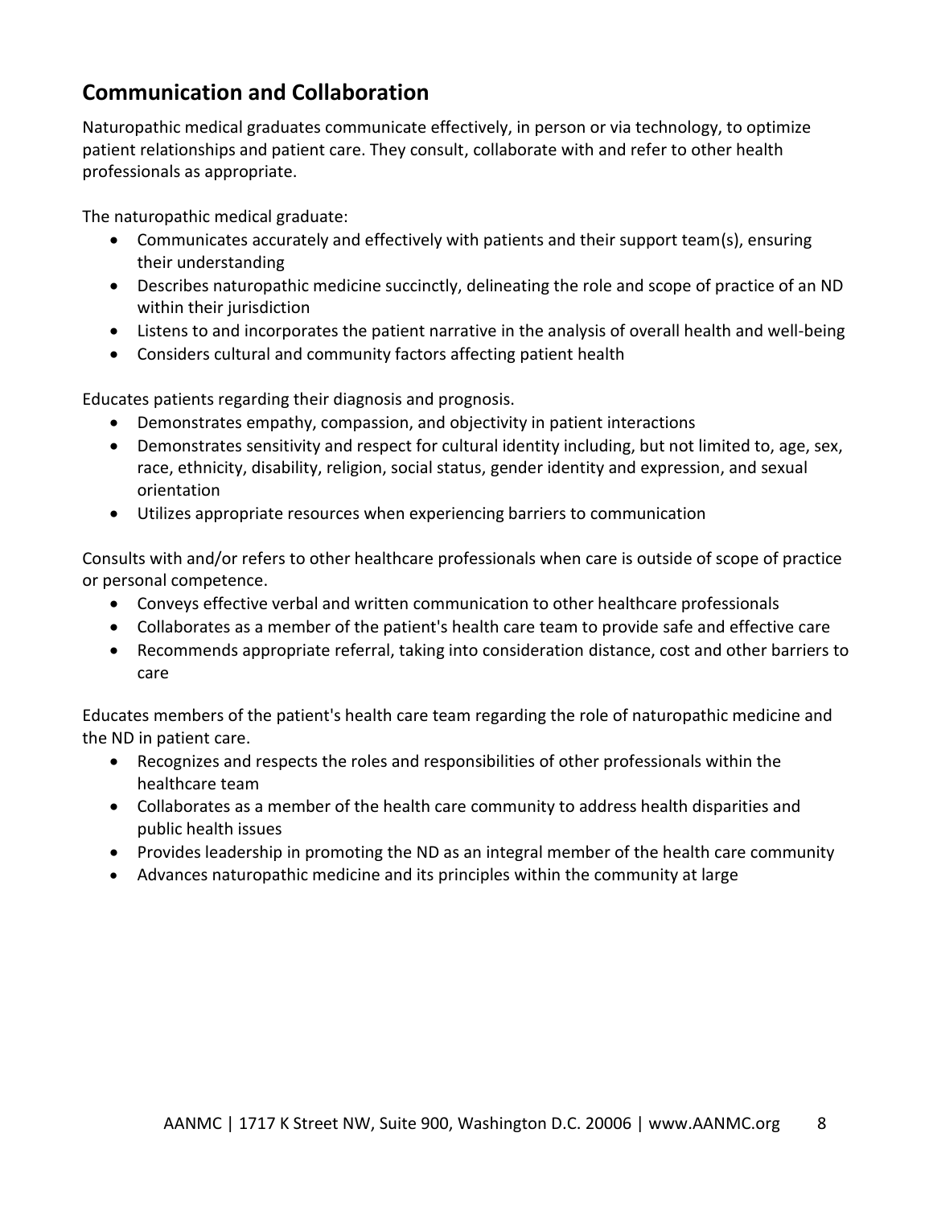## Communication and Collaboration

Naturopathic medical graduates communicate effectively, in person or via technology, to optimize patient relationships and patient care. They consult, collaborate with and refer to other health professionals as appropriate.

The naturopathic medical graduate:

- Communicates accurately and effectively with patients and their support team(s), ensuring their understanding
- Describes naturopathic medicine succinctly, delineating the role and scope of practice of an ND within their jurisdiction
- Listens to and incorporates the patient narrative in the analysis of overall health and well-being
- Considers cultural and community factors affecting patient health

Educates patients regarding their diagnosis and prognosis.

- Demonstrates empathy, compassion, and objectivity in patient interactions
- Demonstrates sensitivity and respect for cultural identity including, but not limited to, age, sex, race, ethnicity, disability, religion, social status, gender identity and expression, and sexual orientation
- Utilizes appropriate resources when experiencing barriers to communication

Consults with and/or refers to other healthcare professionals when care is outside of scope of practice or personal competence.

- Conveys effective verbal and written communication to other healthcare professionals
- Collaborates as a member of the patient's health care team to provide safe and effective care
- Recommends appropriate referral, taking into consideration distance, cost and other barriers to care

Educates members of the patient's health care team regarding the role of naturopathic medicine and the ND in patient care.

- Recognizes and respects the roles and responsibilities of other professionals within the healthcare team
- Collaborates as a member of the health care community to address health disparities and public health issues
- Provides leadership in promoting the ND as an integral member of the health care community
- Advances naturopathic medicine and its principles within the community at large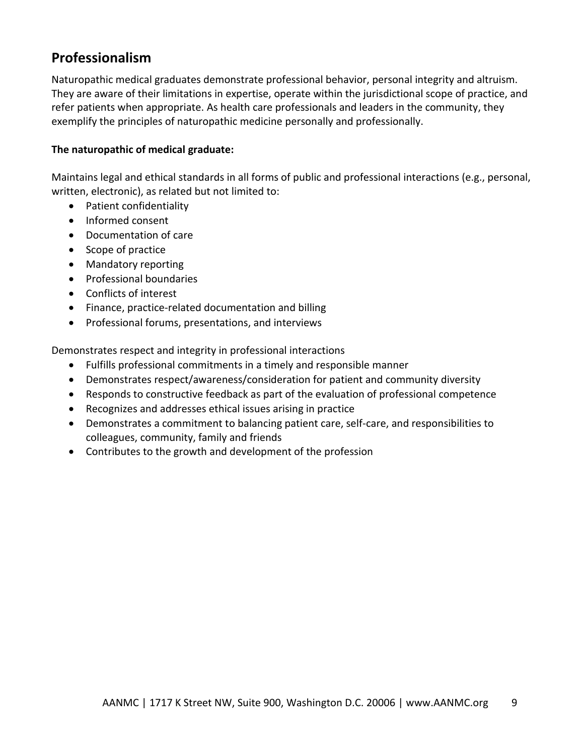## Professionalism

Naturopathic medical graduates demonstrate professional behavior, personal integrity and altruism. They are aware of their limitations in expertise, operate within the jurisdictional scope of practice, and refer patients when appropriate. As health care professionals and leaders in the community, they exemplify the principles of naturopathic medicine personally and professionally.

**The naturopathic of medical graduate:**

Maintains legal and ethical standards in all forms of public and professional interactions (e.g., personal, written, electronic), as related but not limited to:

- Patient confidentiality
- Informed consent
- Documentation of care
- Scope of practice
- Mandatory reporting
- Professional boundaries
- Conflicts of interest
- Finance, practice-related documentation and billing
- Professional forums, presentations, and interviews

Demonstrates respect and integrity in professional interactions

- Fulfills professional commitments in a timely and responsible manner
- Demonstrates respect/awareness/consideration for patient and community diversity
- Responds to constructive feedback as part of the evaluation of professional competence
- Recognizes and addresses ethical issues arising in practice
- Demonstrates a commitment to balancing patient care, self-care, and responsibilities to colleagues, community, family and friends
- Contributes to the growth and development of the profession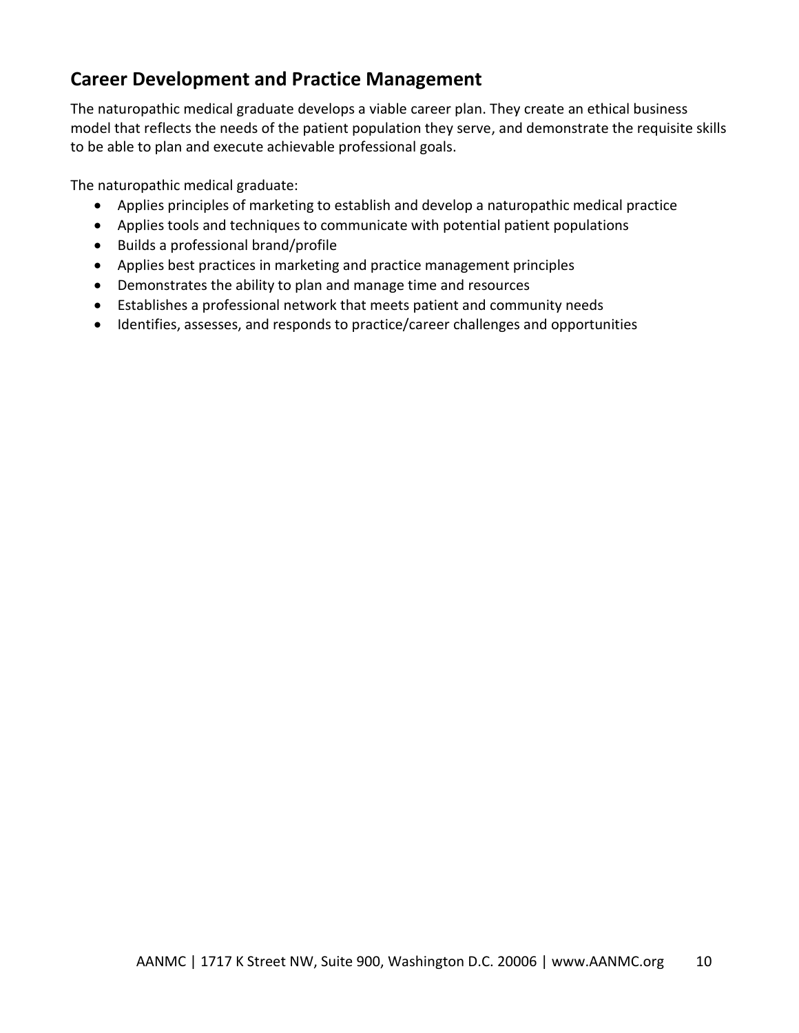## Career Development and Practice Management

The naturopathic medical graduate develops a viable career plan. They create an ethical business model that reflects the needs of the patient population they serve, and demonstrate the requisite skills to be able to plan and execute achievable professional goals.

The naturopathic medical graduate:

- Applies principles of marketing to establish and develop a naturopathic medical practice
- Applies tools and techniques to communicate with potential patient populations
- Builds a professional brand/profile
- Applies best practices in marketing and practice management principles
- Demonstrates the ability to plan and manage time and resources
- Establishes a professional network that meets patient and community needs
- Identifies, assesses, and responds to practice/career challenges and opportunities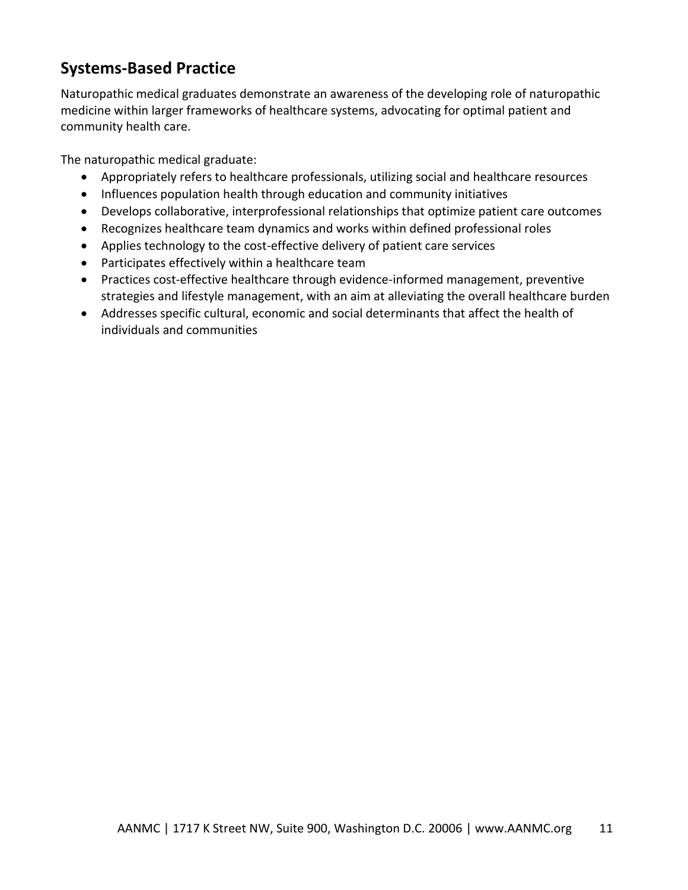## Systems-Based Practice

Naturopathic medical graduates demonstrate an awareness of the developing role of naturopathic medicine within larger frameworks of healthcare systems, advocating for optimal patient and community health care.

The naturopathic medical graduate:

- Appropriately refers to healthcare professionals, utilizing social and healthcare resources
- Influences population health through education and community initiatives
- Develops collaborative, interprofessional relationships that optimize patient care outcomes
- Recognizes healthcare team dynamics and works within defined professional roles
- Applies technology to the cost-effective delivery of patient care services
- Participates effectively within a healthcare team
- Practices cost-effective healthcare through evidence-informed management, preventive strategies and lifestyle management, with an aim at alleviating the overall healthcare burden
- Addresses specific cultural, economic and social determinants that affect the health of individuals and communities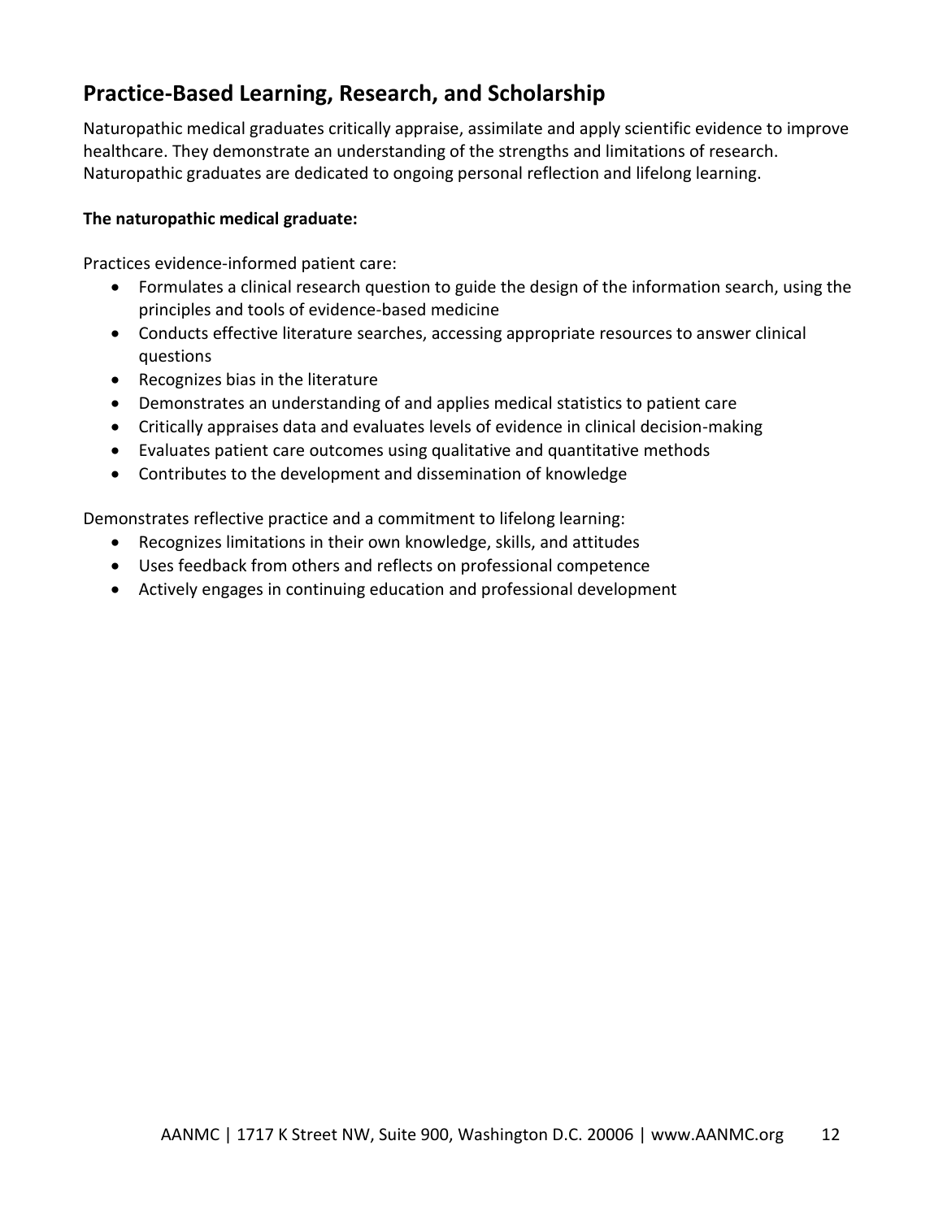## Practice-Based Learning, Research, and Scholarship

Naturopathic medical graduates critically appraise, assimilate and apply scientific evidence to improve healthcare. They demonstrate an understanding of the strengths and limitations of research. Naturopathic graduates are dedicated to ongoing personal reflection and lifelong learning.

**The naturopathic medical graduate:**

Practices evidence-informed patient care:

- Formulates a clinical research question to guide the design of the information search, using the principles and tools of evidence-based medicine
- Conducts effective literature searches, accessing appropriate resources to answer clinical questions
- Recognizes bias in the literature
- Demonstrates an understanding of and applies medical statistics to patient care
- Critically appraises data and evaluates levels of evidence in clinical decision-making
- Evaluates patient care outcomes using qualitative and quantitative methods
- Contributes to the development and dissemination of knowledge

Demonstrates reflective practice and a commitment to lifelong learning:

- Recognizes limitations in their own knowledge, skills, and attitudes
- Uses feedback from others and reflects on professional competence
- Actively engages in continuing education and professional development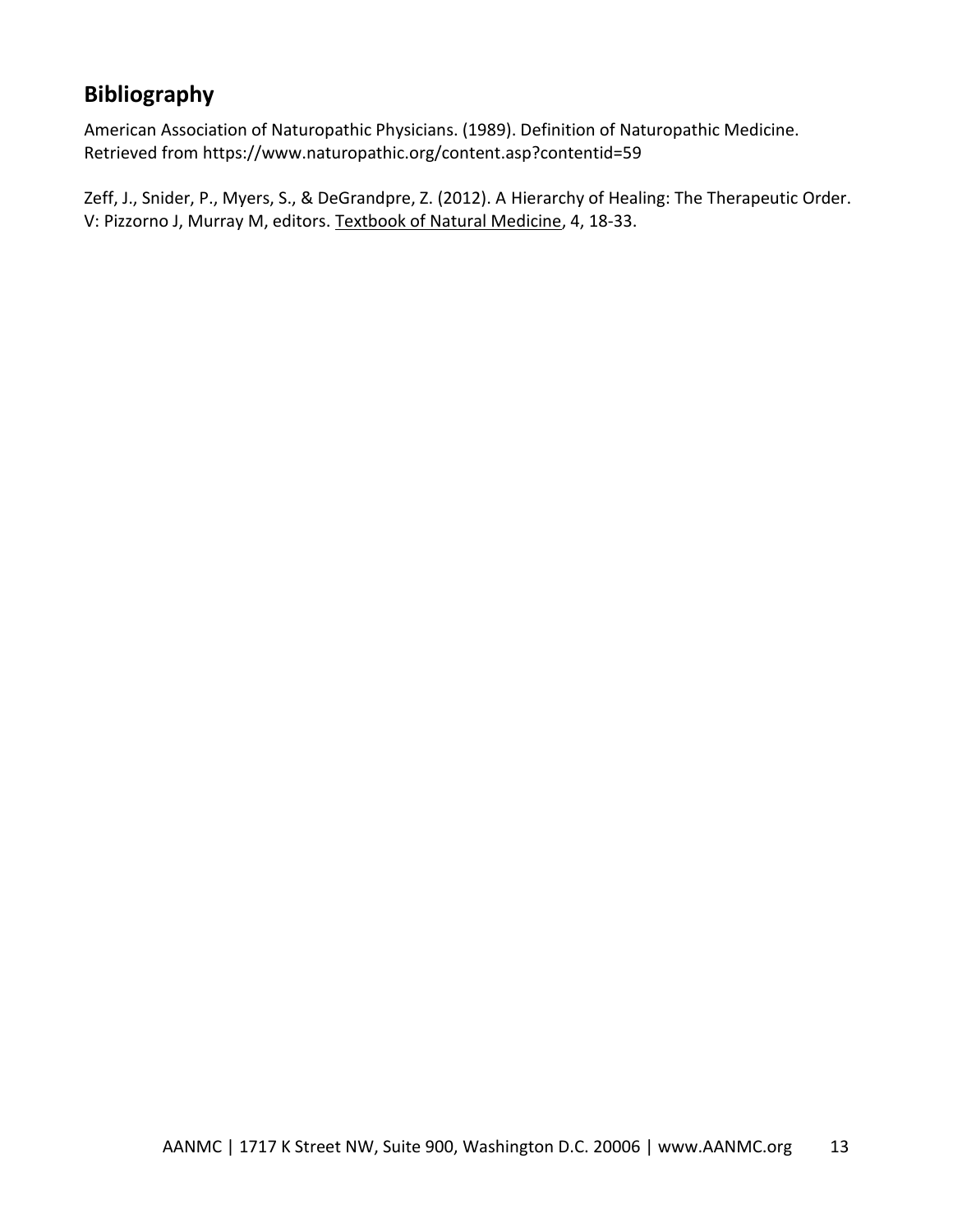## Bibliography

American Association of Naturopathic Physicians. (1989). Definition of Naturopathic Medicine. Retrieved from https://www.naturopathic.org/content.asp?contentid=59

Zeff, J., Snider, P., Myers, S., & DeGrandpre, Z. (2012). A Hierarchy of Healing: The Therapeutic Order. V: Pizzorno J, Murray M, editors. Textbook of Natural Medicine, 4, 18-33.